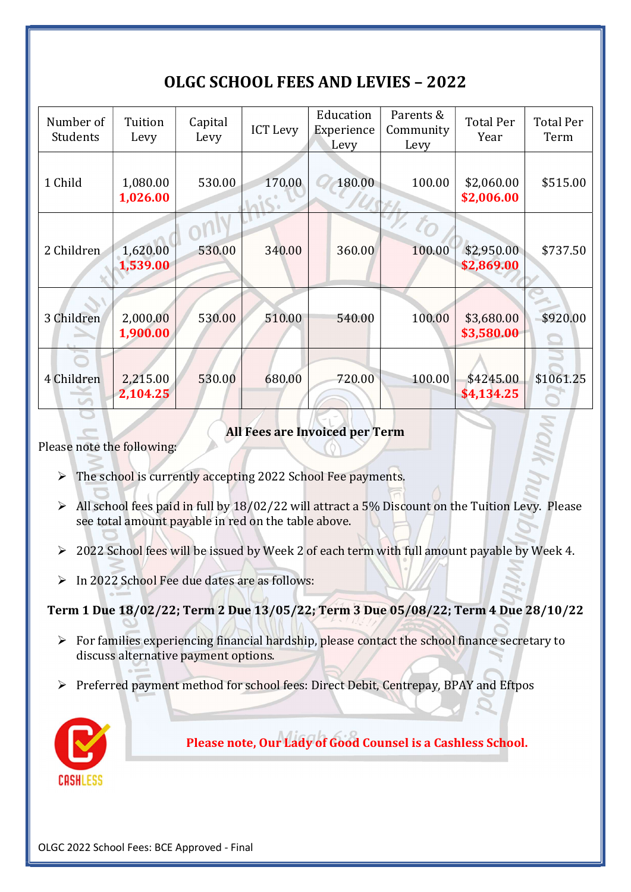# OLGC SCHOOL FEES AND LEVIES – 2022

| Number of Students | Tuition Levy | Capital Levy | ICT Levy | Education Experience Levy | Parents & Community Levy | Total Per Year | Total Per Term |
|---|---|---|---|---|---|---|---|
| 1 Child | 1,080.00 **1,026.00** | 530.00 | 170.00 | 180.00 | 100.00 | $2,060.00 **$2,006.00** | $515.00 |
| 2 Children | 1,620.00 **1,539.00** | 530.00 | 340.00 | 360.00 | 100.00 | $2,950.00 **$2,869.00** | $737.50 |
| 3 Children | 2,000.00 **1,900.00** | 530.00 | 510.00 | 540.00 | 100.00 | $3,680.00 **$3,580.00** | $920.00 |
| 4 Children | 2,215.00 **2,104.25** | 530.00 | 680.00 | 720.00 | 100.00 | $4245.00 **$4,134.25** | $1061.25 |

**All Fees are Invoiced per Term**

Please note the following:

- The school is currently accepting 2022 School Fee payments.
- All school fees paid in full by 18/02/22 will attract a 5% Discount on the Tuition Levy. Please see total amount payable in red on the table above.
- 2022 School fees will be issued by Week 2 of each term with full amount payable by Week 4.
- In 2022 School Fee due dates are as follows:

**Term 1 Due 18/02/22; Term 2 Due 13/05/22; Term 3 Due 05/08/22; Term 4 Due 28/10/22**

- For families experiencing financial hardship, please contact the school finance secretary to discuss alternative payment options.
- Preferred payment method for school fees: Direct Debit, Centrepay, BPAY and Eftpos

CASHLESS

**Please note, Our Lady of Good Counsel is a Cashless School.**

OLGC 2022 School Fees: BCE Approved - Final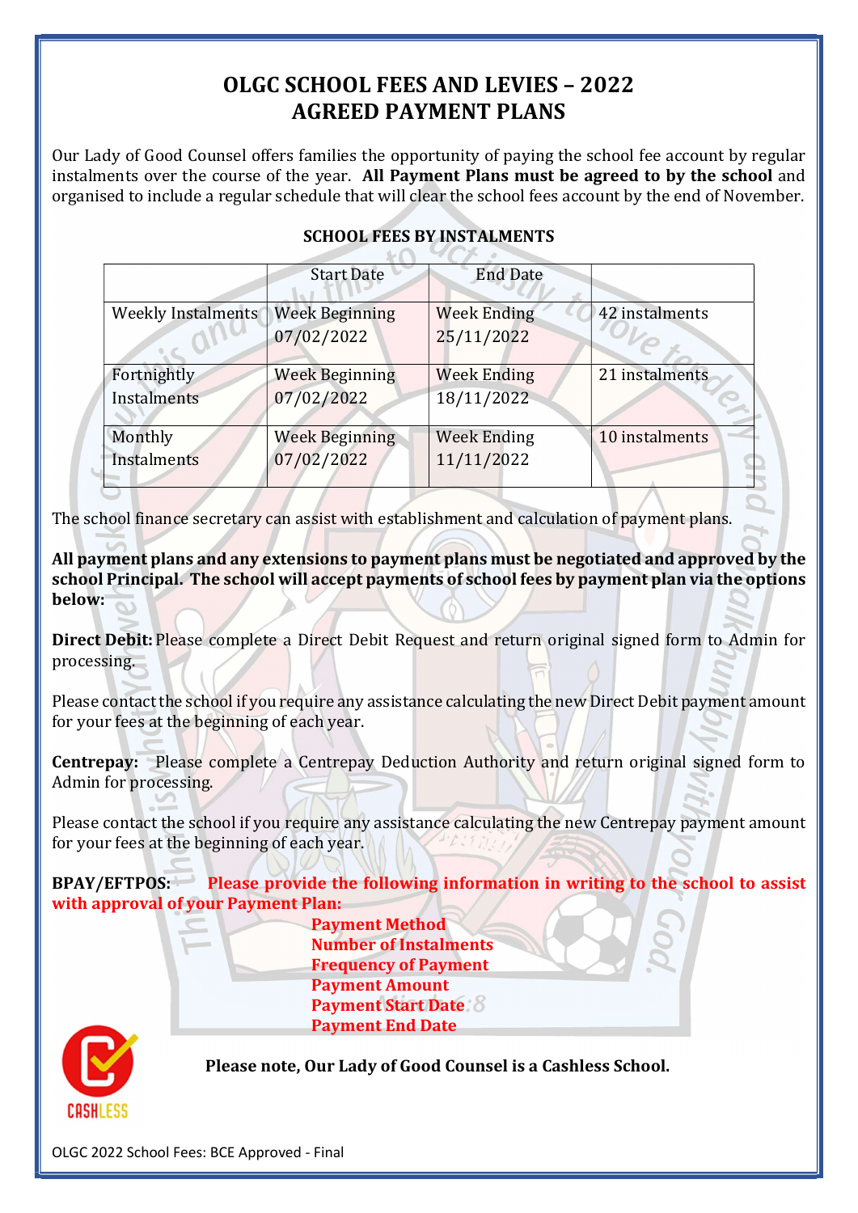# OLGC SCHOOL FEES AND LEVIES – 2022
# AGREED PAYMENT PLANS

Our Lady of Good Counsel offers families the opportunity of paying the school fee account by regular instalments over the course of the year. **All Payment Plans must be agreed to by the school** and organised to include a regular schedule that will clear the school fees account by the end of November.

## SCHOOL FEES BY INSTALMENTS

| | Start Date | End Date | |
|---|---|---|---|
| Weekly Instalments | Week Beginning 07/02/2022 | Week Ending 25/11/2022 | 42 instalments |
| Fortnightly Instalments | Week Beginning 07/02/2022 | Week Ending 18/11/2022 | 21 instalments |
| Monthly Instalments | Week Beginning 07/02/2022 | Week Ending 11/11/2022 | 10 instalments |

The school finance secretary can assist with establishment and calculation of payment plans.

**All payment plans and any extensions to payment plans must be negotiated and approved by the school Principal. The school will accept payments of school fees by payment plan via the options below:**

**Direct Debit:** Please complete a Direct Debit Request and return original signed form to Admin for processing.

Please contact the school if you require any assistance calculating the new Direct Debit payment amount for your fees at the beginning of each year.

**Centrepay:** Please complete a Centrepay Deduction Authority and return original signed form to Admin for processing.

Please contact the school if you require any assistance calculating the new Centrepay payment amount for your fees at the beginning of each year.

**BPAY/EFTPOS:** **Please provide the following information in writing to the school to assist with approval of your Payment Plan:**

**Payment Method**
**Number of Instalments**
**Frequency of Payment**
**Payment Amount**
**Payment Start Date**
**Payment End Date**

CASHLESS

**Please note, Our Lady of Good Counsel is a Cashless School.**

OLGC 2022 School Fees: BCE Approved - Final